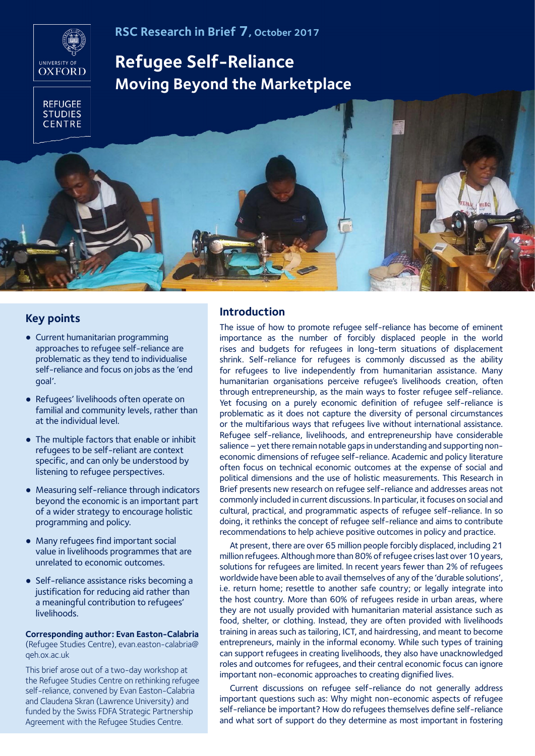RSC Research in Brief 7, October 2017

# Refugee Self-Reliance
## Moving Beyond the Marketplace

## Key points

- Current humanitarian programming approaches to refugee self-reliance are problematic as they tend to individualise self-reliance and focus on jobs as the 'end goal'.
- Refugees' livelihoods often operate on familial and community levels, rather than at the individual level.
- The multiple factors that enable or inhibit refugees to be self-reliant are context specific, and can only be understood by listening to refugee perspectives.
- Measuring self-reliance through indicators beyond the economic is an important part of a wider strategy to encourage holistic programming and policy.
- Many refugees find important social value in livelihoods programmes that are unrelated to economic outcomes.
- Self-reliance assistance risks becoming a justification for reducing aid rather than a meaningful contribution to refugees' livelihoods.

**Corresponding author: Evan Easton-Calabria** (Refugee Studies Centre), evan.easton-calabria@qeh.ox.ac.uk

This brief arose out of a two-day workshop at the Refugee Studies Centre on rethinking refugee self-reliance, convened by Evan Easton-Calabria and Claudena Skran (Lawrence University) and funded by the Swiss FDFA Strategic Partnership Agreement with the Refugee Studies Centre.

## Introduction

The issue of how to promote refugee self-reliance has become of eminent importance as the number of forcibly displaced people in the world rises and budgets for refugees in long-term situations of displacement shrink. Self-reliance for refugees is commonly discussed as the ability for refugees to live independently from humanitarian assistance. Many humanitarian organisations perceive refugee's livelihoods creation, often through entrepreneurship, as the main ways to foster refugee self-reliance. Yet focusing on a purely economic definition of refugee self-reliance is problematic as it does not capture the diversity of personal circumstances or the multifarious ways that refugees live without international assistance. Refugee self-reliance, livelihoods, and entrepreneurship have considerable salience – yet there remain notable gaps in understanding and supporting non-economic dimensions of refugee self-reliance. Academic and policy literature often focus on technical economic outcomes at the expense of social and political dimensions and the use of holistic measurements. This Research in Brief presents new research on refugee self-reliance and addresses areas not commonly included in current discussions. In particular, it focuses on social and cultural, practical, and programmatic aspects of refugee self-reliance. In so doing, it rethinks the concept of refugee self-reliance and aims to contribute recommendations to help achieve positive outcomes in policy and practice.

At present, there are over 65 million people forcibly displaced, including 21 million refugees. Although more than 80% of refugee crises last over 10 years, solutions for refugees are limited. In recent years fewer than 2% of refugees worldwide have been able to avail themselves of any of the 'durable solutions', i.e. return home; resettle to another safe country; or legally integrate into the host country. More than 60% of refugees reside in urban areas, where they are not usually provided with humanitarian material assistance such as food, shelter, or clothing. Instead, they are often provided with livelihoods training in areas such as tailoring, ICT, and hairdressing, and meant to become entrepreneurs, mainly in the informal economy. While such types of training can support refugees in creating livelihoods, they also have unacknowledged roles and outcomes for refugees, and their central economic focus can ignore important non-economic approaches to creating dignified lives.

Current discussions on refugee self-reliance do not generally address important questions such as: Why might non-economic aspects of refugee self-reliance be important? How do refugees themselves define self-reliance and what sort of support do they determine as most important in fostering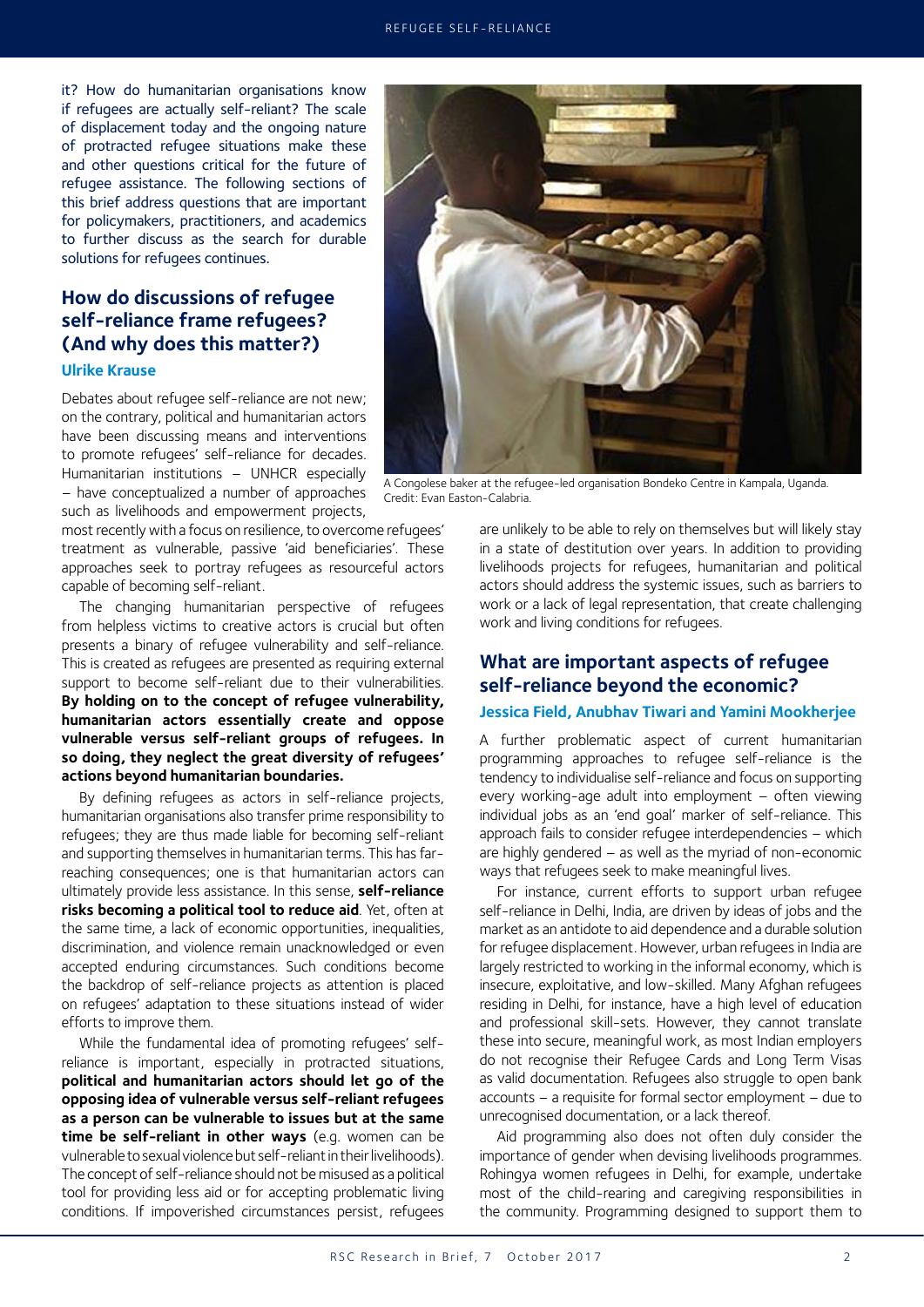it? How do humanitarian organisations know if refugees are actually self-reliant? The scale of displacement today and the ongoing nature of protracted refugee situations make these and other questions critical for the future of refugee assistance. The following sections of this brief address questions that are important for policymakers, practitioners, and academics to further discuss as the search for durable solutions for refugees continues.

A Congolese baker at the refugee-led organisation Bondeko Centre in Kampala, Uganda. Credit: Evan Easton-Calabria.

## How do discussions of refugee self-reliance frame refugees? (And why does this matter?)

### Ulrike Krause

Debates about refugee self-reliance are not new; on the contrary, political and humanitarian actors have been discussing means and interventions to promote refugees' self-reliance for decades. Humanitarian institutions – UNHCR especially – have conceptualized a number of approaches such as livelihoods and empowerment projects, most recently with a focus on resilience, to overcome refugees' treatment as vulnerable, passive 'aid beneficiaries'. These approaches seek to portray refugees as resourceful actors capable of becoming self-reliant.

The changing humanitarian perspective of refugees from helpless victims to creative actors is crucial but often presents a binary of refugee vulnerability and self-reliance. This is created as refugees are presented as requiring external support to become self-reliant due to their vulnerabilities. **By holding on to the concept of refugee vulnerability, humanitarian actors essentially create and oppose vulnerable versus self-reliant groups of refugees. In so doing, they neglect the great diversity of refugees' actions beyond humanitarian boundaries.**

By defining refugees as actors in self-reliance projects, humanitarian organisations also transfer prime responsibility to refugees; they are thus made liable for becoming self-reliant and supporting themselves in humanitarian terms. This has far-reaching consequences; one is that humanitarian actors can ultimately provide less assistance. In this sense, **self-reliance risks becoming a political tool to reduce aid**. Yet, often at the same time, a lack of economic opportunities, inequalities, discrimination, and violence remain unacknowledged or even accepted enduring circumstances. Such conditions become the backdrop of self-reliance projects as attention is placed on refugees' adaptation to these situations instead of wider efforts to improve them.

While the fundamental idea of promoting refugees' self-reliance is important, especially in protracted situations, **political and humanitarian actors should let go of the opposing idea of vulnerable versus self-reliant refugees as a person can be vulnerable to issues but at the same time be self-reliant in other ways** (e.g. women can be vulnerable to sexual violence but self-reliant in their livelihoods). The concept of self-reliance should not be misused as a political tool for providing less aid or for accepting problematic living conditions. If impoverished circumstances persist, refugees are unlikely to be able to rely on themselves but will likely stay in a state of destitution over years. In addition to providing livelihoods projects for refugees, humanitarian and political actors should address the systemic issues, such as barriers to work or a lack of legal representation, that create challenging work and living conditions for refugees.

## What are important aspects of refugee self-reliance beyond the economic?

### Jessica Field, Anubhav Tiwari and Yamini Mookherjee

A further problematic aspect of current humanitarian programming approaches to refugee self-reliance is the tendency to individualise self-reliance and focus on supporting every working-age adult into employment – often viewing individual jobs as an 'end goal' marker of self-reliance. This approach fails to consider refugee interdependencies – which are highly gendered – as well as the myriad of non-economic ways that refugees seek to make meaningful lives.

For instance, current efforts to support urban refugee self-reliance in Delhi, India, are driven by ideas of jobs and the market as an antidote to aid dependence and a durable solution for refugee displacement. However, urban refugees in India are largely restricted to working in the informal economy, which is insecure, exploitative, and low-skilled. Many Afghan refugees residing in Delhi, for instance, have a high level of education and professional skill-sets. However, they cannot translate these into secure, meaningful work, as most Indian employers do not recognise their Refugee Cards and Long Term Visas as valid documentation. Refugees also struggle to open bank accounts – a requisite for formal sector employment – due to unrecognised documentation, or a lack thereof.

Aid programming also does not often duly consider the importance of gender when devising livelihoods programmes. Rohingya women refugees in Delhi, for example, undertake most of the child-rearing and caregiving responsibilities in the community. Programming designed to support them to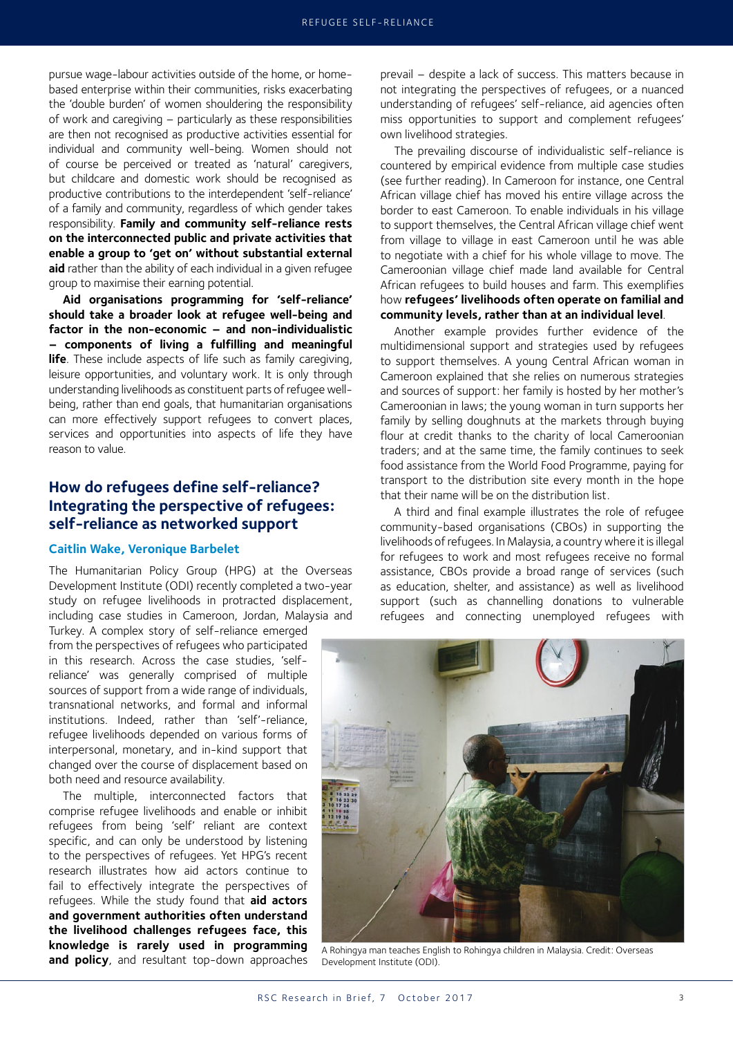pursue wage-labour activities outside of the home, or home-based enterprise within their communities, risks exacerbating the 'double burden' of women shouldering the responsibility of work and caregiving – particularly as these responsibilities are then not recognised as productive activities essential for individual and community well-being. Women should not of course be perceived or treated as 'natural' caregivers, but childcare and domestic work should be recognised as productive contributions to the interdependent 'self-reliance' of a family and community, regardless of which gender takes responsibility. **Family and community self-reliance rests on the interconnected public and private activities that enable a group to 'get on' without substantial external aid** rather than the ability of each individual in a given refugee group to maximise their earning potential.

**Aid organisations programming for 'self-reliance' should take a broader look at refugee well-being and factor in the non-economic – and non-individualistic – components of living a fulfilling and meaningful life**. These include aspects of life such as family caregiving, leisure opportunities, and voluntary work. It is only through understanding livelihoods as constituent parts of refugee well-being, rather than end goals, that humanitarian organisations can more effectively support refugees to convert places, services and opportunities into aspects of life they have reason to value.

## How do refugees define self-reliance? Integrating the perspective of refugees: self-reliance as networked support

### Caitlin Wake, Veronique Barbelet

The Humanitarian Policy Group (HPG) at the Overseas Development Institute (ODI) recently completed a two-year study on refugee livelihoods in protracted displacement, including case studies in Cameroon, Jordan, Malaysia and Turkey. A complex story of self-reliance emerged from the perspectives of refugees who participated in this research. Across the case studies, 'self-reliance' was generally comprised of multiple sources of support from a wide range of individuals, transnational networks, and formal and informal institutions. Indeed, rather than 'self'-reliance, refugee livelihoods depended on various forms of interpersonal, monetary, and in-kind support that changed over the course of displacement based on both need and resource availability.

The multiple, interconnected factors that comprise refugee livelihoods and enable or inhibit refugees from being 'self' reliant are context specific, and can only be understood by listening to the perspectives of refugees. Yet HPG's recent research illustrates how aid actors continue to fail to effectively integrate the perspectives of refugees. While the study found that **aid actors and government authorities often understand the livelihood challenges refugees face, this knowledge is rarely used in programming and policy**, and resultant top-down approaches prevail – despite a lack of success. This matters because in not integrating the perspectives of refugees, or a nuanced understanding of refugees' self-reliance, aid agencies often miss opportunities to support and complement refugees' own livelihood strategies.

The prevailing discourse of individualistic self-reliance is countered by empirical evidence from multiple case studies (see further reading). In Cameroon for instance, one Central African village chief has moved his entire village across the border to east Cameroon. To enable individuals in his village to support themselves, the Central African village chief went from village to village in east Cameroon until he was able to negotiate with a chief for his whole village to move. The Cameroonian village chief made land available for Central African refugees to build houses and farm. This exemplifies how **refugees' livelihoods often operate on familial and community levels, rather than at an individual level**.

Another example provides further evidence of the multidimensional support and strategies used by refugees to support themselves. A young Central African woman in Cameroon explained that she relies on numerous strategies and sources of support: her family is hosted by her mother's Cameroonian in laws; the young woman in turn supports her family by selling doughnuts at the markets through buying flour at credit thanks to the charity of local Cameroonian traders; and at the same time, the family continues to seek food assistance from the World Food Programme, paying for transport to the distribution site every month in the hope that their name will be on the distribution list.

A third and final example illustrates the role of refugee community-based organisations (CBOs) in supporting the livelihoods of refugees. In Malaysia, a country where it is illegal for refugees to work and most refugees receive no formal assistance, CBOs provide a broad range of services (such as education, shelter, and assistance) as well as livelihood support (such as channelling donations to vulnerable refugees and connecting unemployed refugees with

A Rohingya man teaches English to Rohingya children in Malaysia. Credit: Overseas Development Institute (ODI).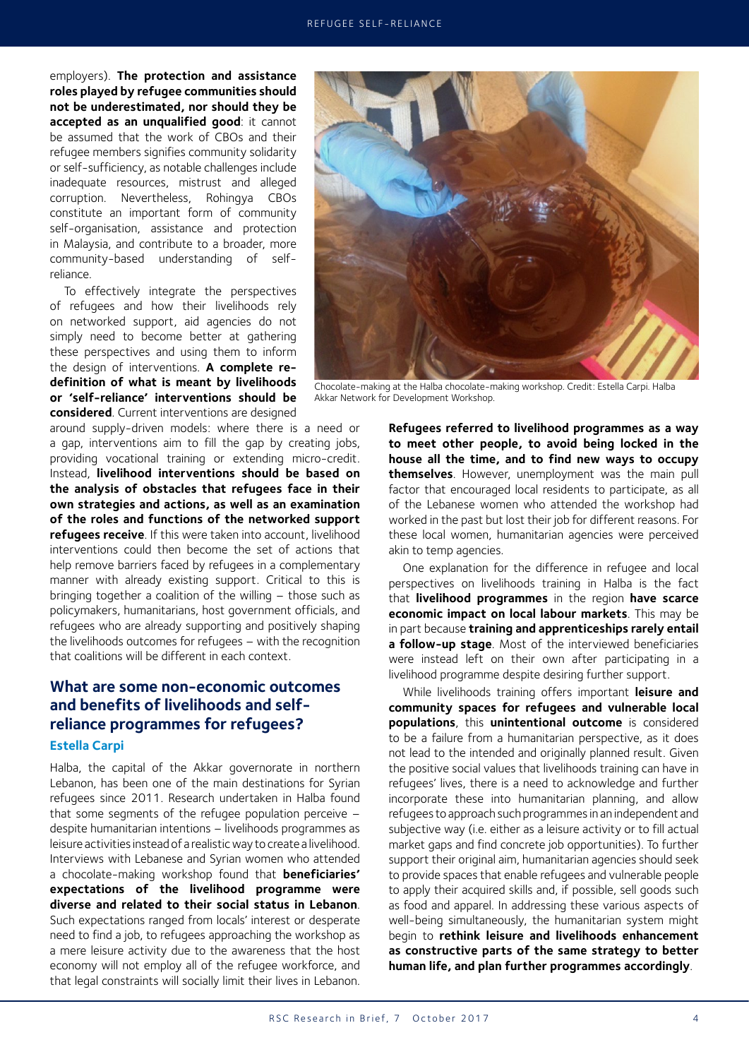employers). **The protection and assistance roles played by refugee communities should not be underestimated, nor should they be accepted as an unqualified good**: it cannot be assumed that the work of CBOs and their refugee members signifies community solidarity or self-sufficiency, as notable challenges include inadequate resources, mistrust and alleged corruption. Nevertheless, Rohingya CBOs constitute an important form of community self-organisation, assistance and protection in Malaysia, and contribute to a broader, more community-based understanding of self-reliance.

To effectively integrate the perspectives of refugees and how their livelihoods rely on networked support, aid agencies do not simply need to become better at gathering these perspectives and using them to inform the design of interventions. **A complete re-definition of what is meant by livelihoods or 'self-reliance' interventions should be considered**. Current interventions are designed around supply-driven models: where there is a need or a gap, interventions aim to fill the gap by creating jobs, providing vocational training or extending micro-credit. Instead, **livelihood interventions should be based on the analysis of obstacles that refugees face in their own strategies and actions, as well as an examination of the roles and functions of the networked support refugees receive**. If this were taken into account, livelihood interventions could then become the set of actions that help remove barriers faced by refugees in a complementary manner with already existing support. Critical to this is bringing together a coalition of the willing – those such as policymakers, humanitarians, host government officials, and refugees who are already supporting and positively shaping the livelihoods outcomes for refugees – with the recognition that coalitions will be different in each context.

## What are some non-economic outcomes and benefits of livelihoods and self-reliance programmes for refugees?

### Estella Carpi

Halba, the capital of the Akkar governorate in northern Lebanon, has been one of the main destinations for Syrian refugees since 2011. Research undertaken in Halba found that some segments of the refugee population perceive – despite humanitarian intentions – livelihoods programmes as leisure activities instead of a realistic way to create a livelihood. Interviews with Lebanese and Syrian women who attended a chocolate-making workshop found that **beneficiaries' expectations of the livelihood programme were diverse and related to their social status in Lebanon**. Such expectations ranged from locals' interest or desperate need to find a job, to refugees approaching the workshop as a mere leisure activity due to the awareness that the host economy will not employ all of the refugee workforce, and that legal constraints will socially limit their lives in Lebanon.

Chocolate-making at the Halba chocolate-making workshop. Credit: Estella Carpi. Halba Akkar Network for Development Workshop.

**Refugees referred to livelihood programmes as a way to meet other people, to avoid being locked in the house all the time, and to find new ways to occupy themselves**. However, unemployment was the main pull factor that encouraged local residents to participate, as all of the Lebanese women who attended the workshop had worked in the past but lost their job for different reasons. For these local women, humanitarian agencies were perceived akin to temp agencies.

One explanation for the difference in refugee and local perspectives on livelihoods training in Halba is the fact that **livelihood programmes** in the region **have scarce economic impact on local labour markets**. This may be in part because **training and apprenticeships rarely entail a follow-up stage**. Most of the interviewed beneficiaries were instead left on their own after participating in a livelihood programme despite desiring further support.

While livelihoods training offers important **leisure and community spaces for refugees and vulnerable local populations**, this **unintentional outcome** is considered to be a failure from a humanitarian perspective, as it does not lead to the intended and originally planned result. Given the positive social values that livelihoods training can have in refugees' lives, there is a need to acknowledge and further incorporate these into humanitarian planning, and allow refugees to approach such programmes in an independent and subjective way (i.e. either as a leisure activity or to fill actual market gaps and find concrete job opportunities). To further support their original aim, humanitarian agencies should seek to provide spaces that enable refugees and vulnerable people to apply their acquired skills and, if possible, sell goods such as food and apparel. In addressing these various aspects of well-being simultaneously, the humanitarian system might begin to **rethink leisure and livelihoods enhancement as constructive parts of the same strategy to better human life, and plan further programmes accordingly**.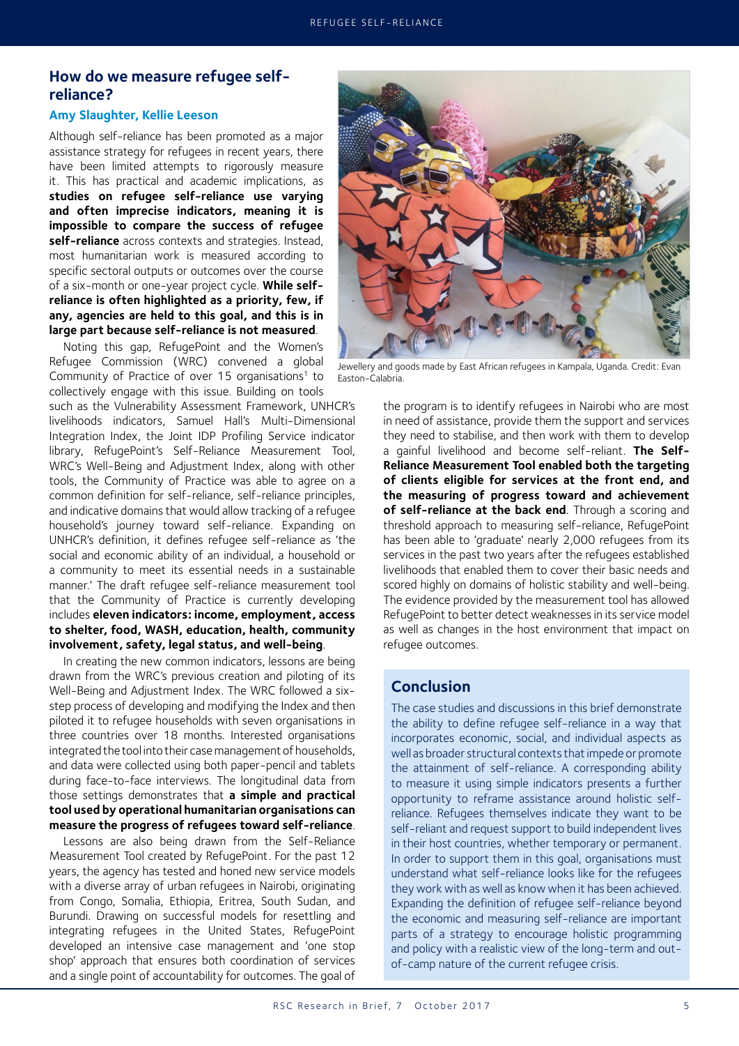## How do we measure refugee self-reliance?

### Amy Slaughter, Kellie Leeson

Although self-reliance has been promoted as a major assistance strategy for refugees in recent years, there have been limited attempts to rigorously measure it. This has practical and academic implications, as **studies on refugee self-reliance use varying and often imprecise indicators, meaning it is impossible to compare the success of refugee self-reliance** across contexts and strategies. Instead, most humanitarian work is measured according to specific sectoral outputs or outcomes over the course of a six-month or one-year project cycle. **While self-reliance is often highlighted as a priority, few, if any, agencies are held to this goal, and this is in large part because self-reliance is not measured**.

Noting this gap, RefugePoint and the Women's Refugee Commission (WRC) convened a global Community of Practice of over 15 organisations[1] to collectively engage with this issue. Building on tools such as the Vulnerability Assessment Framework, UNHCR's livelihoods indicators, Samuel Hall's Multi-Dimensional Integration Index, the Joint IDP Profiling Service indicator library, RefugePoint's Self-Reliance Measurement Tool, WRC's Well-Being and Adjustment Index, along with other tools, the Community of Practice was able to agree on a common definition for self-reliance, self-reliance principles, and indicative domains that would allow tracking of a refugee household's journey toward self-reliance. Expanding on UNHCR's definition, it defines refugee self-reliance as 'the social and economic ability of an individual, a household or a community to meet its essential needs in a sustainable manner.' The draft refugee self-reliance measurement tool that the Community of Practice is currently developing includes **eleven indicators: income, employment, access to shelter, food, WASH, education, health, community involvement, safety, legal status, and well-being**.

In creating the new common indicators, lessons are being drawn from the WRC's previous creation and piloting of its Well-Being and Adjustment Index. The WRC followed a six-step process of developing and modifying the Index and then piloted it to refugee households with seven organisations in three countries over 18 months. Interested organisations integrated the tool into their case management of households, and data were collected using both paper-pencil and tablets during face-to-face interviews. The longitudinal data from those settings demonstrates that **a simple and practical tool used by operational humanitarian organisations can measure the progress of refugees toward self-reliance**.

Lessons are also being drawn from the Self-Reliance Measurement Tool created by RefugePoint. For the past 12 years, the agency has tested and honed new service models with a diverse array of urban refugees in Nairobi, originating from Congo, Somalia, Ethiopia, Eritrea, South Sudan, and Burundi. Drawing on successful models for resettling and integrating refugees in the United States, RefugePoint developed an intensive case management and 'one stop shop' approach that ensures both coordination of services and a single point of accountability for outcomes. The goal of the program is to identify refugees in Nairobi who are most in need of assistance, provide them the support and services they need to stabilise, and then work with them to develop a gainful livelihood and become self-reliant. **The Self-Reliance Measurement Tool enabled both the targeting of clients eligible for services at the front end, and the measuring of progress toward and achievement of self-reliance at the back end**. Through a scoring and threshold approach to measuring self-reliance, RefugePoint has been able to 'graduate' nearly 2,000 refugees from its services in the past two years after the refugees established livelihoods that enabled them to cover their basic needs and scored highly on domains of holistic stability and well-being. The evidence provided by the measurement tool has allowed RefugePoint to better detect weaknesses in its service model as well as changes in the host environment that impact on refugee outcomes.

Jewellery and goods made by East African refugees in Kampala, Uganda. Credit: Evan Easton-Calabria.

## Conclusion

The case studies and discussions in this brief demonstrate the ability to define refugee self-reliance in a way that incorporates economic, social, and individual aspects as well as broader structural contexts that impede or promote the attainment of self-reliance. A corresponding ability to measure it using simple indicators presents a further opportunity to reframe assistance around holistic self-reliance. Refugees themselves indicate they want to be self-reliant and request support to build independent lives in their host countries, whether temporary or permanent. In order to support them in this goal, organisations must understand what self-reliance looks like for the refugees they work with as well as know when it has been achieved. Expanding the definition of refugee self-reliance beyond the economic and measuring self-reliance are important parts of a strategy to encourage holistic programming and policy with a realistic view of the long-term and out-of-camp nature of the current refugee crisis.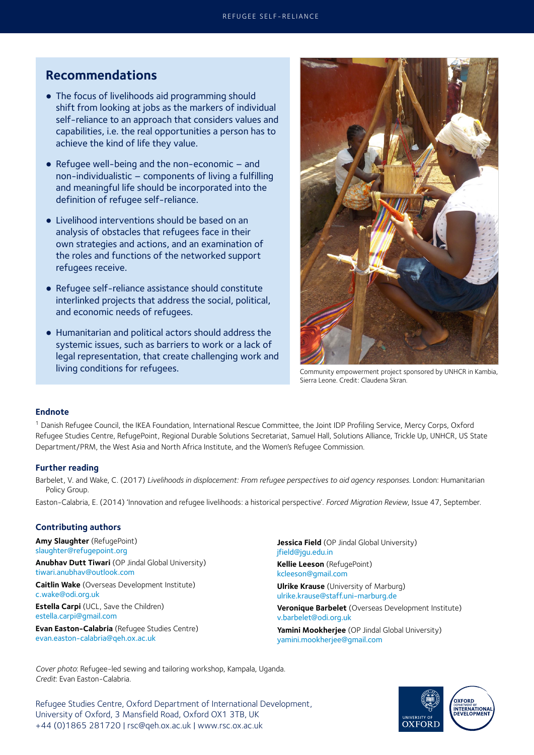## Recommendations

- The focus of livelihoods aid programming should shift from looking at jobs as the markers of individual self-reliance to an approach that considers values and capabilities, i.e. the real opportunities a person has to achieve the kind of life they value.
- Refugee well-being and the non-economic – and non-individualistic – components of living a fulfilling and meaningful life should be incorporated into the definition of refugee self-reliance.
- Livelihood interventions should be based on an analysis of obstacles that refugees face in their own strategies and actions, and an examination of the roles and functions of the networked support refugees receive.
- Refugee self-reliance assistance should constitute interlinked projects that address the social, political, and economic needs of refugees.
- Humanitarian and political actors should address the systemic issues, such as barriers to work or a lack of legal representation, that create challenging work and living conditions for refugees.

Community empowerment project sponsored by UNHCR in Kambia, Sierra Leone. Credit: Claudena Skran.

### Endnote

[1] Danish Refugee Council, the IKEA Foundation, International Rescue Committee, the Joint IDP Profiling Service, Mercy Corps, Oxford Refugee Studies Centre, RefugePoint, Regional Durable Solutions Secretariat, Samuel Hall, Solutions Alliance, Trickle Up, UNHCR, US State Department/PRM, the West Asia and North Africa Institute, and the Women's Refugee Commission.

### Further reading

Barbelet, V. and Wake, C. (2017) *Livelihoods in displacement: From refugee perspectives to aid agency responses.* London: Humanitarian Policy Group.

Easton-Calabria, E. (2014) 'Innovation and refugee livelihoods: a historical perspective'. *Forced Migration Review*, Issue 47, September.

### Contributing authors

**Amy Slaughter** (RefugePoint)
slaughter@refugepoint.org

**Anubhav Dutt Tiwari** (OP Jindal Global University)
tiwari.anubhav@outlook.com

**Caitlin Wake** (Overseas Development Institute)
c.wake@odi.org.uk

**Estella Carpi** (UCL, Save the Children)
estella.carpi@gmail.com

**Evan Easton-Calabria** (Refugee Studies Centre)
evan.easton-calabria@qeh.ox.ac.uk

**Jessica Field** (OP Jindal Global University)
jfield@jgu.edu.in

**Kellie Leeson** (RefugePoint)
kcleeson@gmail.com

**Ulrike Krause** (University of Marburg)
ulrike.krause@staff.uni-marburg.de

**Veronique Barbelet** (Overseas Development Institute)
v.barbelet@odi.org.uk

**Yamini Mookherjee** (OP Jindal Global University)
yamini.mookherjee@gmail.com

*Cover photo*: Refugee-led sewing and tailoring workshop, Kampala, Uganda.
*Credit*: Evan Easton-Calabria.

Refugee Studies Centre, Oxford Department of International Development, University of Oxford, 3 Mansfield Road, Oxford OX1 3TB, UK
+44 (0)1865 281720 | rsc@qeh.ox.ac.uk | www.rsc.ox.ac.uk